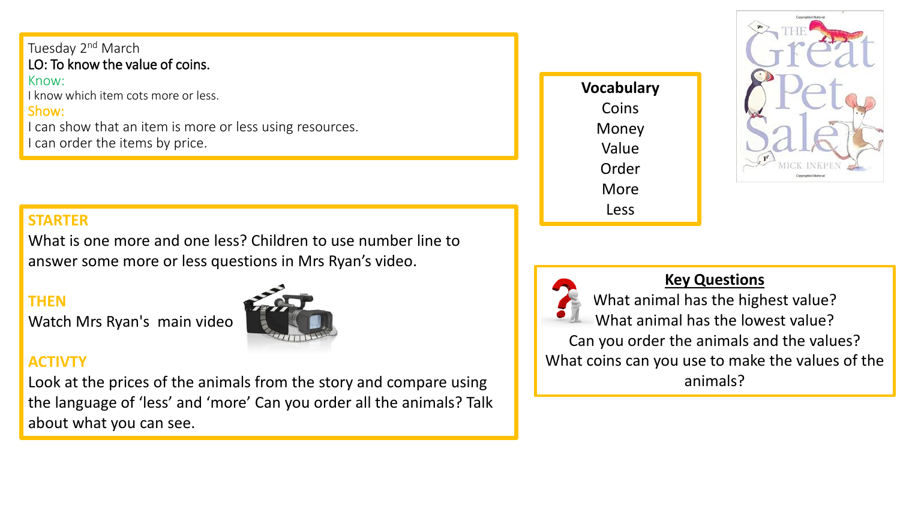Tuesday 2nd March

LO: To know the value of coins.

Know:

I know which item cots more or less.

Show:

I can show that an item is more or less using resources.

I can order the items by price.

**Vocabulary**

Coins

Money

Value

Order

More

Less

**STARTER**

What is one more and one less? Children to use number line to answer some more or less questions in Mrs Ryan's video.

**THEN**

Watch Mrs Ryan's main video

**ACTIVTY**

Look at the prices of the animals from the story and compare using the language of 'less' and 'more' Can you order all the animals? Talk about what you can see.

**Key Questions**

What animal has the highest value?

What animal has the lowest value?

Can you order the animals and the values?

What coins can you use to make the values of the animals?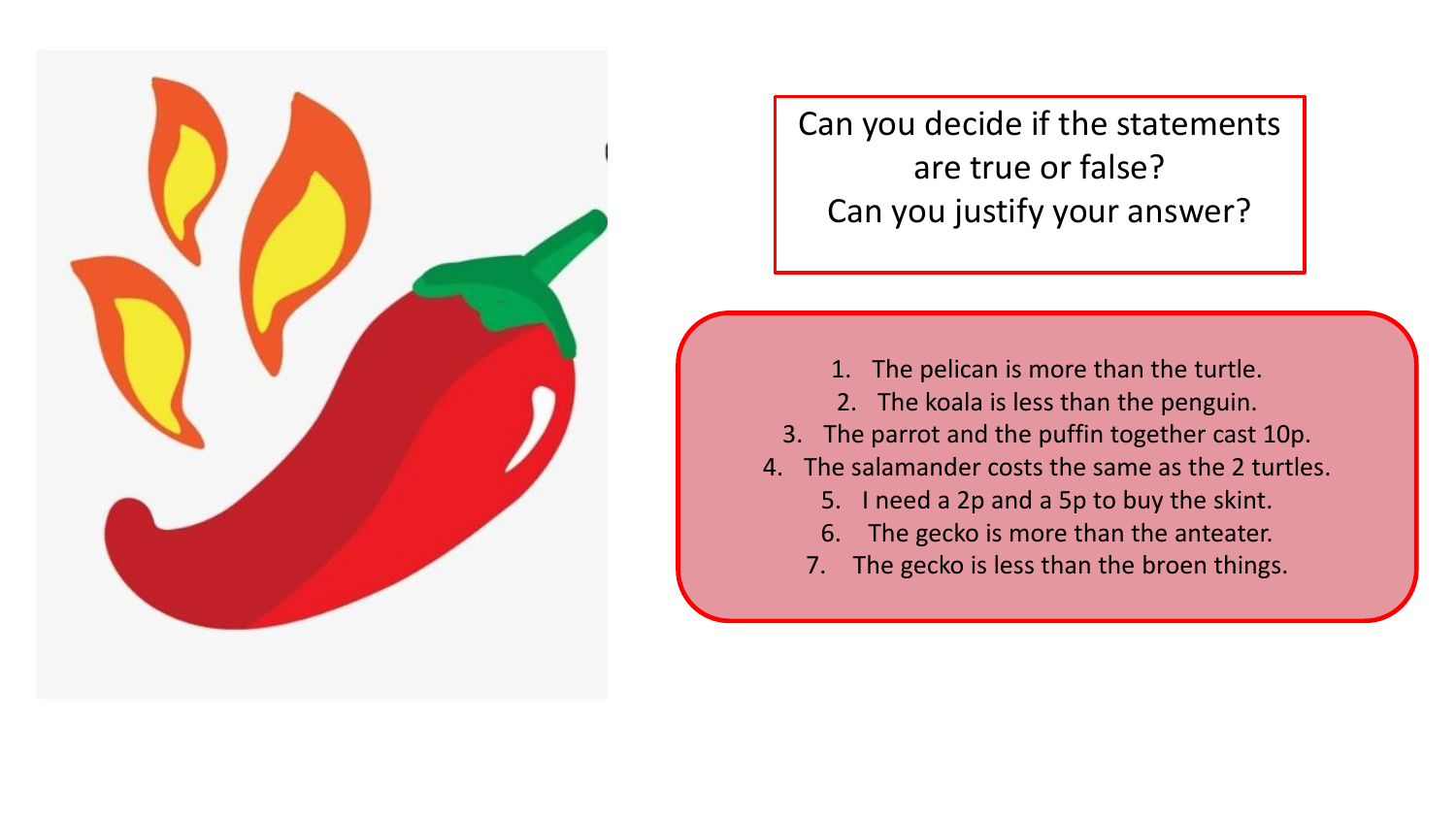Can you decide if the statements are true or false?
Can you justify your answer?

1. The pelican is more than the turtle.
2. The koala is less than the penguin.
3. The parrot and the puffin together cast 10p.
4. The salamander costs the same as the 2 turtles.
5. I need a 2p and a 5p to buy the skint.
6. The gecko is more than the anteater.
7. The gecko is less than the broen things.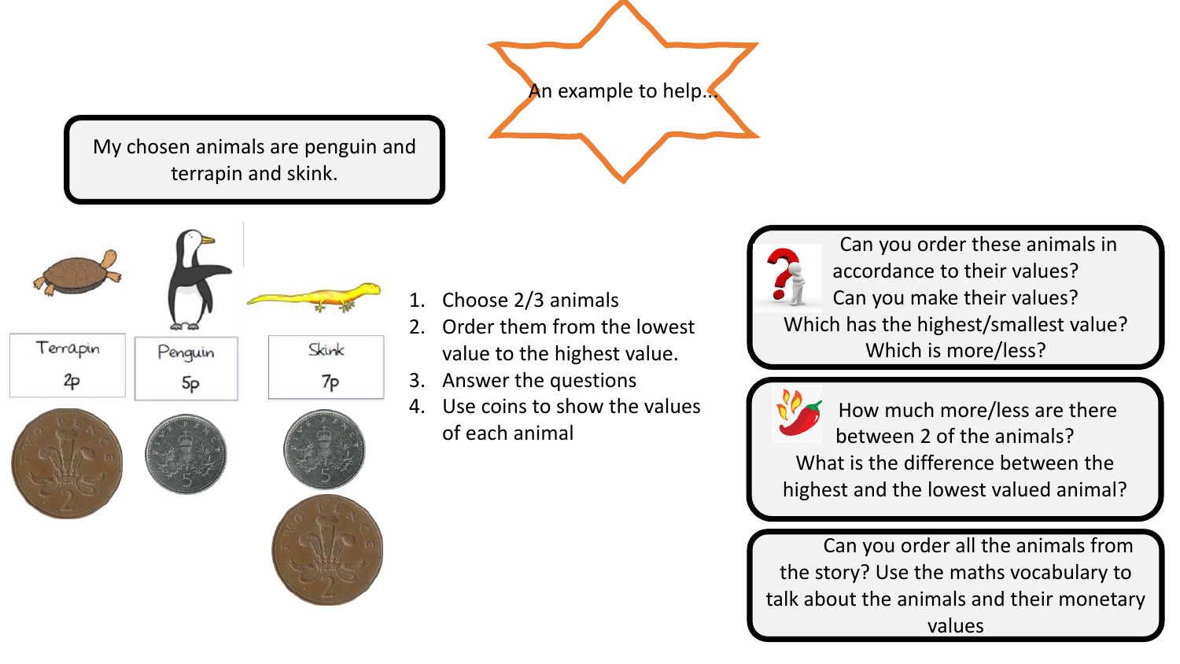An example to help...

My chosen animals are penguin and terrapin and skink.

Terrapin
2p

Penguin
5p

Skink
7p

1. Choose 2/3 animals
2. Order them from the lowest value to the highest value.
3. Answer the questions
4. Use coins to show the values of each animal

Can you order these animals in accordance to their values?
Can you make their values?
Which has the highest/smallest value?
Which is more/less?

How much more/less are there between 2 of the animals?
What is the difference between the highest and the lowest valued animal?

Can you order all the animals from the story? Use the maths vocabulary to talk about the animals and their monetary values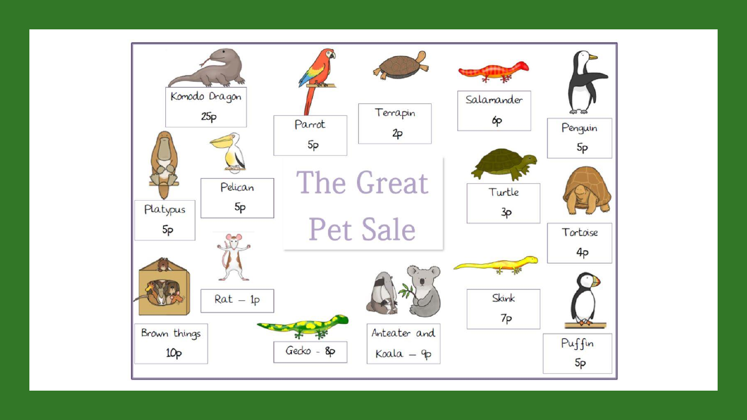# The Great Pet Sale

Komodo Dragon
25p

Parrot
5p

Terrapin
2p

Salamander
6p

Penguin
5p

Platypus
5p

Pelican
5p

Turtle
3p

Tortoise
4p

Rat – 1p

Skink
7p

Brown things
10p

Gecko - 8p

Anteater and
Koala – 9p

Puffin
5p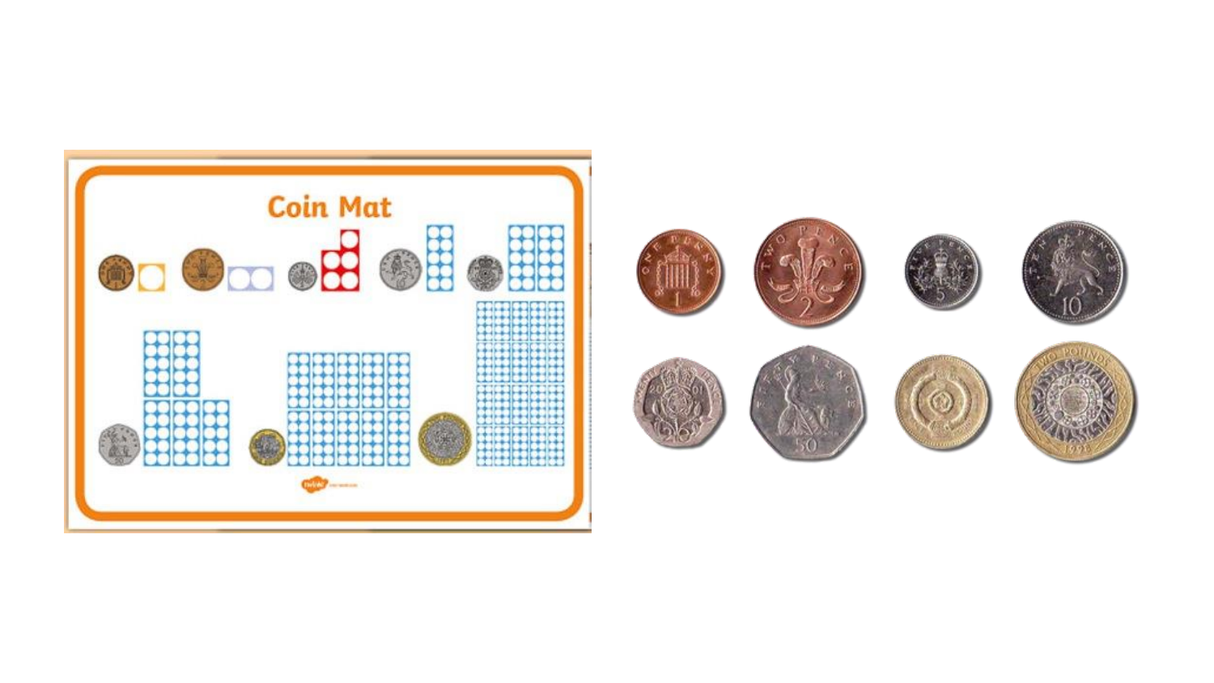Coin Mat